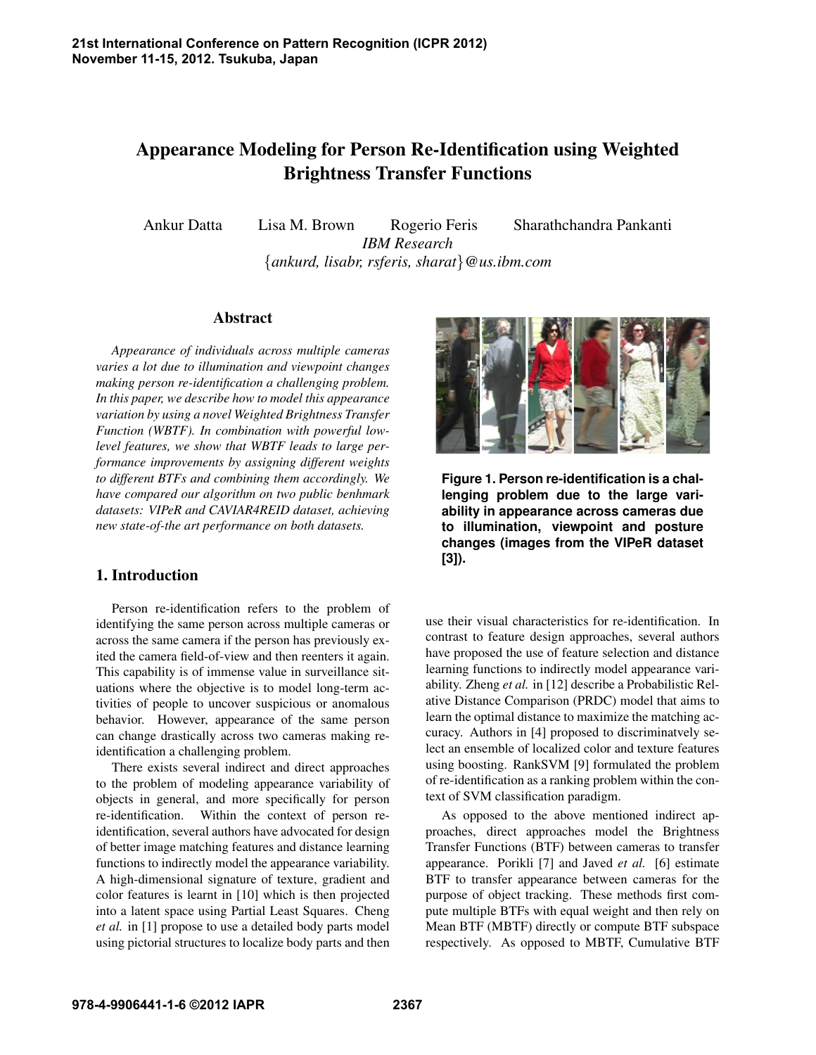# Appearance Modeling for Person Re-Identification using Weighted Brightness Transfer Functions

Ankur Datta Lisa M. Brown Rogerio Feris Sharathchandra Pankanti
*IBM Research*
{*ankurd, lisabr, rsferis, sharat*}@*us.ibm.com*

## Abstract

*Appearance of individuals across multiple cameras varies a lot due to illumination and viewpoint changes making person re-identification a challenging problem. In this paper, we describe how to model this appearance variation by using a novel Weighted Brightness Transfer Function (WBTF). In combination with powerful low-level features, we show that WBTF leads to large performance improvements by assigning different weights to different BTFs and combining them accordingly. We have compared our algorithm on two public benhmark datasets: VIPeR and CAVIAR4REID dataset, achieving new state-of-the art performance on both datasets.*

**Figure 1. Person re-identification is a challenging problem due to the large variability in appearance across cameras due to illumination, viewpoint and posture changes (images from the VIPeR dataset [3]).**

## 1. Introduction

Person re-identification refers to the problem of identifying the same person across multiple cameras or across the same camera if the person has previously exited the camera field-of-view and then reenters it again. This capability is of immense value in surveillance situations where the objective is to model long-term activities of people to uncover suspicious or anomalous behavior. However, appearance of the same person can change drastically across two cameras making re-identification a challenging problem.

There exists several indirect and direct approaches to the problem of modeling appearance variability of objects in general, and more specifically for person re-identification. Within the context of person re-identification, several authors have advocated for design of better image matching features and distance learning functions to indirectly model the appearance variability. A high-dimensional signature of texture, gradient and color features is learnt in [10] which is then projected into a latent space using Partial Least Squares. Cheng *et al.* in [1] propose to use a detailed body parts model using pictorial structures to localize body parts and then use their visual characteristics for re-identification. In contrast to feature design approaches, several authors have proposed the use of feature selection and distance learning functions to indirectly model appearance variability. Zheng *et al.* in [12] describe a Probabilistic Relative Distance Comparison (PRDC) model that aims to learn the optimal distance to maximize the matching accuracy. Authors in [4] proposed to discriminatvely select an ensemble of localized color and texture features using boosting. RankSVM [9] formulated the problem of re-identification as a ranking problem within the context of SVM classification paradigm.

As opposed to the above mentioned indirect approaches, direct approaches model the Brightness Transfer Functions (BTF) between cameras to transfer appearance. Porikli [7] and Javed *et al.* [6] estimate BTF to transfer appearance between cameras for the purpose of object tracking. These methods first compute multiple BTFs with equal weight and then rely on Mean BTF (MBTF) directly or compute BTF subspace respectively. As opposed to MBTF, Cumulative BTF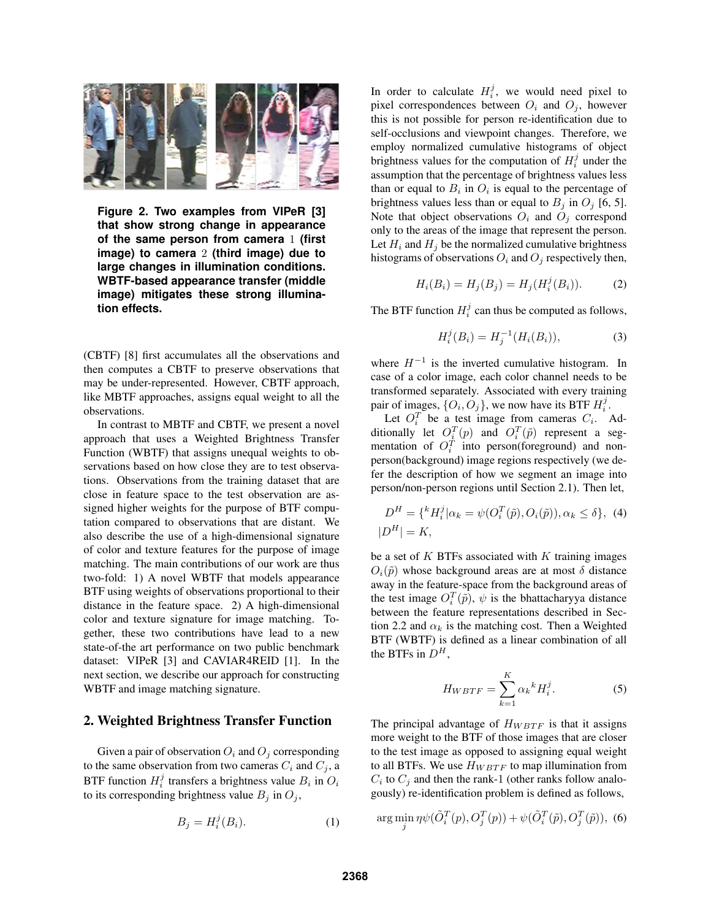**Figure 2. Two examples from VIPeR [3] that show strong change in appearance of the same person from camera 1 (first image) to camera 2 (third image) due to large changes in illumination conditions. WBTF-based appearance transfer (middle image) mitigates these strong illumination effects.**

(CBTF) [8] first accumulates all the observations and then computes a CBTF to preserve observations that may be under-represented. However, CBTF approach, like MBTF approaches, assigns equal weight to all the observations.

In contrast to MBTF and CBTF, we present a novel approach that uses a Weighted Brightness Transfer Function (WBTF) that assigns unequal weights to observations based on how close they are to test observations. Observations from the training dataset that are close in feature space to the test observation are assigned higher weights for the purpose of BTF computation compared to observations that are distant. We also describe the use of a high-dimensional signature of color and texture features for the purpose of image matching. The main contributions of our work are thus two-fold: 1) A novel WBTF that models appearance BTF using weights of observations proportional to their distance in the feature space. 2) A high-dimensional color and texture signature for image matching. Together, these two contributions have lead to a new state-of-the art performance on two public benchmark dataset: VIPeR [3] and CAVIAR4REID [1]. In the next section, we describe our approach for constructing WBTF and image matching signature.

## 2. Weighted Brightness Transfer Function

Given a pair of observation $O_i$ and $O_j$ corresponding to the same observation from two cameras $C_i$ and $C_j$, a BTF function $H_i^j$ transfers a brightness value $B_i$ in $O_i$ to its corresponding brightness value $B_j$ in $O_j$,

$$B_j = H_i^j(B_i). \tag{1}$$

In order to calculate $H_i^j$, we would need pixel to pixel correspondences between $O_i$ and $O_j$, however this is not possible for person re-identification due to self-occlusions and viewpoint changes. Therefore, we employ normalized cumulative histograms of object brightness values for the computation of $H_i^j$ under the assumption that the percentage of brightness values less than or equal to $B_i$ in $O_i$ is equal to the percentage of brightness values less than or equal to $B_j$ in $O_j$ [6, 5]. Note that object observations $O_i$ and $O_j$ correspond only to the areas of the image that represent the person. Let $H_i$ and $H_j$ be the normalized cumulative brightness histograms of observations $O_i$ and $O_j$ respectively then,

$$H_i(B_i) = H_j(B_j) = H_j(H_i^j(B_i)). \tag{2}$$

The BTF function $H_i^j$ can thus be computed as follows,

$$H_i^j(B_i) = H_j^{-1}(H_i(B_i)), \tag{3}$$

where $H^{-1}$ is the inverted cumulative histogram. In case of a color image, each color channel needs to be transformed separately. Associated with every training pair of images, $\{O_i, O_j\}$, we now have its BTF $H_i^j$.

Let $O_i^T$ be a test image from cameras $C_i$. Additionally let $O_i^T(p)$ and $O_i^T(\tilde{p})$ represent a segmentation of $O_i^T$ into person(foreground) and non-person(background) image regions respectively (we defer the description of how we segment an image into person/non-person regions until Section 2.1). Then let,

$$D^H = \{{}^kH_i^j | \alpha_k = \psi(O_i^T(\tilde{p}), O_i(\tilde{p})), \alpha_k \leq \delta\}, \tag{4}$$
$$|D^H| = K,$$

be a set of $K$ BTFs associated with $K$ training images $O_i(\tilde{p})$ whose background areas are at most $\delta$ distance away in the feature-space from the background areas of the test image $O_i^T(\tilde{p})$, $\psi$ is the bhattacharyya distance between the feature representations described in Section 2.2 and $\alpha_k$ is the matching cost. Then a Weighted BTF (WBTF) is defined as a linear combination of all the BTFs in $D^H$,

$$H_{WBTF} = \sum_{k=1}^{K} \alpha_k {}^kH_i^j. \tag{5}$$

The principal advantage of $H_{WBTF}$ is that it assigns more weight to the BTF of those images that are closer to the test image as opposed to assigning equal weight to all BTFs. We use $H_{WBTF}$ to map illumination from $C_i$ to $C_j$ and then the rank-1 (other ranks follow analogously) re-identification problem is defined as follows,

$$\arg\min_j \eta\psi(\tilde{O}_i^T(p), O_j^T(p)) + \psi(\tilde{O}_i^T(\tilde{p}), O_j^T(\tilde{p})), \tag{6}$$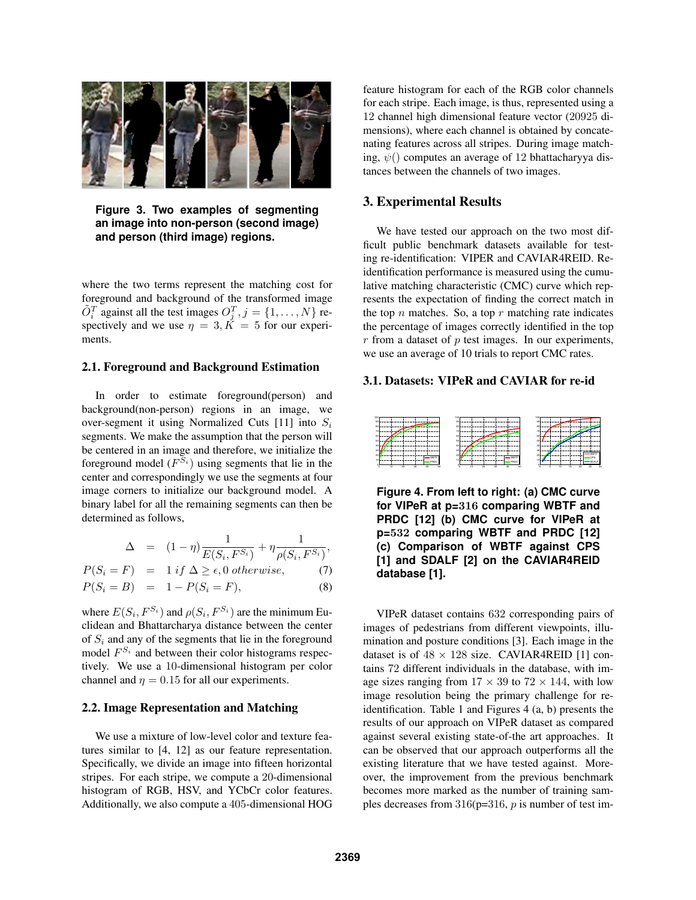Figure 3. Two examples of segmenting an image into non-person (second image) and person (third image) regions.

where the two terms represent the matching cost for foreground and background of the transformed image $\tilde{O}_i^T$ against all the test images $O_j^T, j = \{1, \ldots, N\}$ respectively and we use $\eta = 3, K = 5$ for our experiments.

### 2.1. Foreground and Background Estimation

In order to estimate foreground(person) and background(non-person) regions in an image, we over-segment it using Normalized Cuts [11] into $S_i$ segments. We make the assumption that the person will be centered in an image and therefore, we initialize the foreground model ($F^{S_i}$) using segments that lie in the center and correspondingly we use the segments at four image corners to initialize our background model. A binary label for all the remaining segments can then be determined as follows,

$$\Delta = (1-\eta)\frac{1}{E(S_i, F^{S_i})} + \eta\frac{1}{\rho(S_i, F^{S_i})},$$

$$P(S_i = F) = 1 \; if \; \Delta \geq \epsilon, 0 \; otherwise, \quad (7)$$

$$P(S_i = B) = 1 - P(S_i = F), \quad (8)$$

where $E(S_i, F^{S_i})$ and $\rho(S_i, F^{S_i})$ are the minimum Euclidean and Bhattacharya distance between the center of $S_i$ and any of the segments that lie in the foreground model $F^{S_i}$ and between their color histograms respectively. We use a 10-dimensional histogram per color channel and $\eta = 0.15$ for all our experiments.

### 2.2. Image Representation and Matching

We use a mixture of low-level color and texture features similar to [4, 12] as our feature representation. Specifically, we divide an image into fifteen horizontal stripes. For each stripe, we compute a 20-dimensional histogram of RGB, HSV, and YCbCr color features. Additionally, we also compute a 405-dimensional HOG feature histogram for each of the RGB color channels for each stripe. Each image, is thus, represented using a 12 channel high dimensional feature vector (20925 dimensions), where each channel is obtained by concatenating features across all stripes. During image matching, $\psi()$ computes an average of 12 bhattacharyya distances between the channels of two images.

## 3. Experimental Results

We have tested our approach on the two most difficult public benchmark datasets available for testing re-identification: VIPER and CAVIAR4REID. Re-identification performance is measured using the cumulative matching characteristic (CMC) curve which represents the expectation of finding the correct match in the top $n$ matches. So, a top $r$ matching rate indicates the percentage of images correctly identified in the top $r$ from a dataset of $p$ test images. In our experiments, we use an average of 10 trials to report CMC rates.

### 3.1. Datasets: VIPeR and CAVIAR for re-id

Figure 4. From left to right: (a) CMC curve for VIPeR at p=316 comparing WBTF and PRDC [12] (b) CMC curve for VIPeR at p=532 comparing WBTF and PRDC [12] (c) Comparison of WBTF against CPS [1] and SDALF [2] on the CAVIAR4REID database [1].

VIPeR dataset contains 632 corresponding pairs of images of pedestrians from different viewpoints, illumination and posture conditions [3]. Each image in the dataset is of $48 \times 128$ size. CAVIAR4REID [1] contains 72 different individuals in the database, with image sizes ranging from $17 \times 39$ to $72 \times 144$, with low image resolution being the primary challenge for re-identification. Table 1 and Figures 4 (a, b) presents the results of our approach on VIPeR dataset as compared against several existing state-of-the art approaches. It can be observed that our approach outperforms all the existing literature that we have tested against. Moreover, the improvement from the previous benchmark becomes more marked as the number of training samples decreases from 316(p=316, $p$ is number of test im-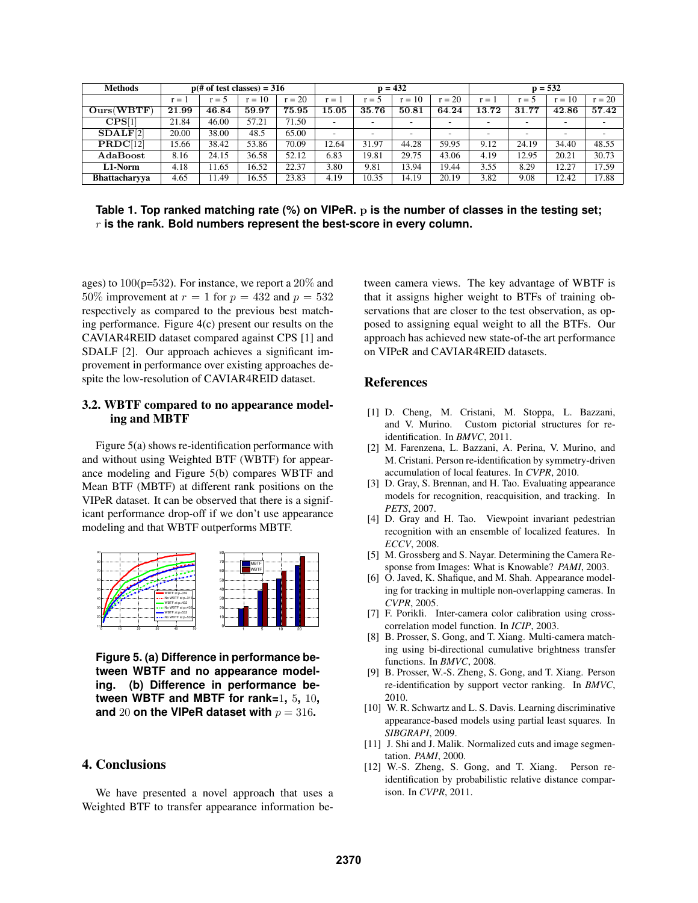| Methods | p(# of test classes) = 316 | | | | p = 432 | | | | p = 532 | | | |
|---|---|---|---|---|---|---|---|---|---|---|---|---|
| | r = 1 | r = 5 | r = 10 | r = 20 | r = 1 | r = 5 | r = 10 | r = 20 | r = 1 | r = 5 | r = 10 | r = 20 |
| Ours(WBTF) | **21.99** | **46.84** | **59.97** | **75.95** | **15.05** | **35.76** | **50.81** | **64.24** | **13.72** | **31.77** | **42.86** | **57.42** |
| CPS[1] | 21.84 | 46.00 | 57.21 | 71.50 | - | - | - | - | - | - | - | - |
| SDALF[2] | 20.00 | 38.00 | 48.5 | 65.00 | - | - | - | - | - | - | - | - |
| PRDC[12] | 15.66 | 38.42 | 53.86 | 70.09 | 12.64 | 31.97 | 44.28 | 59.95 | 9.12 | 24.19 | 34.40 | 48.55 |
| AdaBoost | 8.16 | 24.15 | 36.58 | 52.12 | 6.83 | 19.81 | 29.75 | 43.06 | 4.19 | 12.95 | 20.21 | 30.73 |
| L1-Norm | 4.18 | 11.65 | 16.52 | 22.37 | 3.80 | 9.81 | 13.94 | 19.44 | 3.55 | 8.29 | 12.27 | 17.59 |
| Bhattacharyya | 4.65 | 11.49 | 16.55 | 23.83 | 4.19 | 10.35 | 14.19 | 20.19 | 3.82 | 9.08 | 12.42 | 17.88 |

**Table 1. Top ranked matching rate (%) on VIPeR. $p$ is the number of classes in the testing set; $r$ is the rank. Bold numbers represent the best-score in every column.**

ages) to $100$(p=532). For instance, we report a $20\%$ and $50\%$ improvement at $r = 1$ for $p = 432$ and $p = 532$ respectively as compared to the previous best matching performance. Figure 4(c) present our results on the CAVIAR4REID dataset compared against CPS [1] and SDALF [2]. Our approach achieves a significant improvement in performance over existing approaches despite the low-resolution of CAVIAR4REID dataset.

### 3.2. WBTF compared to no appearance modeling and MBTF

Figure 5(a) shows re-identification performance with and without using Weighted BTF (WBTF) for appearance modeling and Figure 5(b) compares WBTF and Mean BTF (MBTF) at different rank positions on the VIPeR dataset. It can be observed that there is a significant performance drop-off if we don't use appearance modeling and that WBTF outperforms MBTF.

**Figure 5. (a) Difference in performance between WBTF and no appearance modeling. (b) Difference in performance between WBTF and MBTF for rank=$1$, $5$, $10$, and $20$ on the VIPeR dataset with $p = 316$.**

## 4. Conclusions

We have presented a novel approach that uses a Weighted BTF to transfer appearance information between camera views. The key advantage of WBTF is that it assigns higher weight to BTFs of training observations that are closer to the test observation, as opposed to assigning equal weight to all the BTFs. Our approach has achieved new state-of-the art performance on VIPeR and CAVIAR4REID datasets.

## References

[1] D. Cheng, M. Cristani, M. Stoppa, L. Bazzani, and V. Murino. Custom pictorial structures for re-identification. In *BMVC*, 2011.

[2] M. Farenzena, L. Bazzani, A. Perina, V. Murino, and M. Cristani. Person re-identification by symmetry-driven accumulation of local features. In *CVPR*, 2010.

[3] D. Gray, S. Brennan, and H. Tao. Evaluating appearance models for recognition, reacquisition, and tracking. In *PETS*, 2007.

[4] D. Gray and H. Tao. Viewpoint invariant pedestrian recognition with an ensemble of localized features. In *ECCV*, 2008.

[5] M. Grossberg and S. Nayar. Determining the Camera Response from Images: What is Knowable? *PAMI*, 2003.

[6] O. Javed, K. Shafique, and M. Shah. Appearance modeling for tracking in multiple non-overlapping cameras. In *CVPR*, 2005.

[7] F. Porikli. Inter-camera color calibration using cross-correlation model function. In *ICIP*, 2003.

[8] B. Prosser, S. Gong, and T. Xiang. Multi-camera matching using bi-directional cumulative brightness transfer functions. In *BMVC*, 2008.

[9] B. Prosser, W.-S. Zheng, S. Gong, and T. Xiang. Person re-identification by support vector ranking. In *BMVC*, 2010.

[10] W. R. Schwartz and L. S. Davis. Learning discriminative appearance-based models using partial least squares. In *SIBGRAPI*, 2009.

[11] J. Shi and J. Malik. Normalized cuts and image segmentation. *PAMI*, 2000.

[12] W.-S. Zheng, S. Gong, and T. Xiang. Person re-identification by probabilistic relative distance comparison. In *CVPR*, 2011.